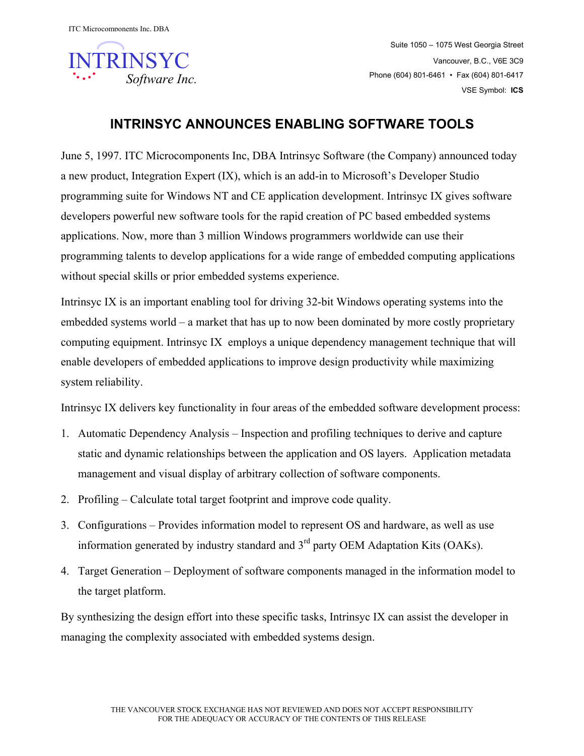ITC Microcomponents Inc. DBA

INTRINSYC
*Software Inc.*

Suite 1050 – 1075 West Georgia Street
Vancouver, B.C., V6E 3C9
Phone (604) 801-6461 • Fax (604) 801-6417
VSE Symbol: **ICS**

# INTRINSYC ANNOUNCES ENABLING SOFTWARE TOOLS

June 5, 1997. ITC Microcomponents Inc, DBA Intrinsyc Software (the Company) announced today a new product, Integration Expert (IX), which is an add-in to Microsoft's Developer Studio programming suite for Windows NT and CE application development. Intrinsyc IX gives software developers powerful new software tools for the rapid creation of PC based embedded systems applications. Now, more than 3 million Windows programmers worldwide can use their programming talents to develop applications for a wide range of embedded computing applications without special skills or prior embedded systems experience.

Intrinsyc IX is an important enabling tool for driving 32-bit Windows operating systems into the embedded systems world – a market that has up to now been dominated by more costly proprietary computing equipment. Intrinsyc IX employs a unique dependency management technique that will enable developers of embedded applications to improve design productivity while maximizing system reliability.

Intrinsyc IX delivers key functionality in four areas of the embedded software development process:

1. Automatic Dependency Analysis – Inspection and profiling techniques to derive and capture static and dynamic relationships between the application and OS layers. Application metadata management and visual display of arbitrary collection of software components.
2. Profiling – Calculate total target footprint and improve code quality.
3. Configurations – Provides information model to represent OS and hardware, as well as use information generated by industry standard and 3rd party OEM Adaptation Kits (OAKs).
4. Target Generation – Deployment of software components managed in the information model to the target platform.

By synthesizing the design effort into these specific tasks, Intrinsyc IX can assist the developer in managing the complexity associated with embedded systems design.

THE VANCOUVER STOCK EXCHANGE HAS NOT REVIEWED AND DOES NOT ACCEPT RESPONSIBILITY FOR THE ADEQUACY OR ACCURACY OF THE CONTENTS OF THIS RELEASE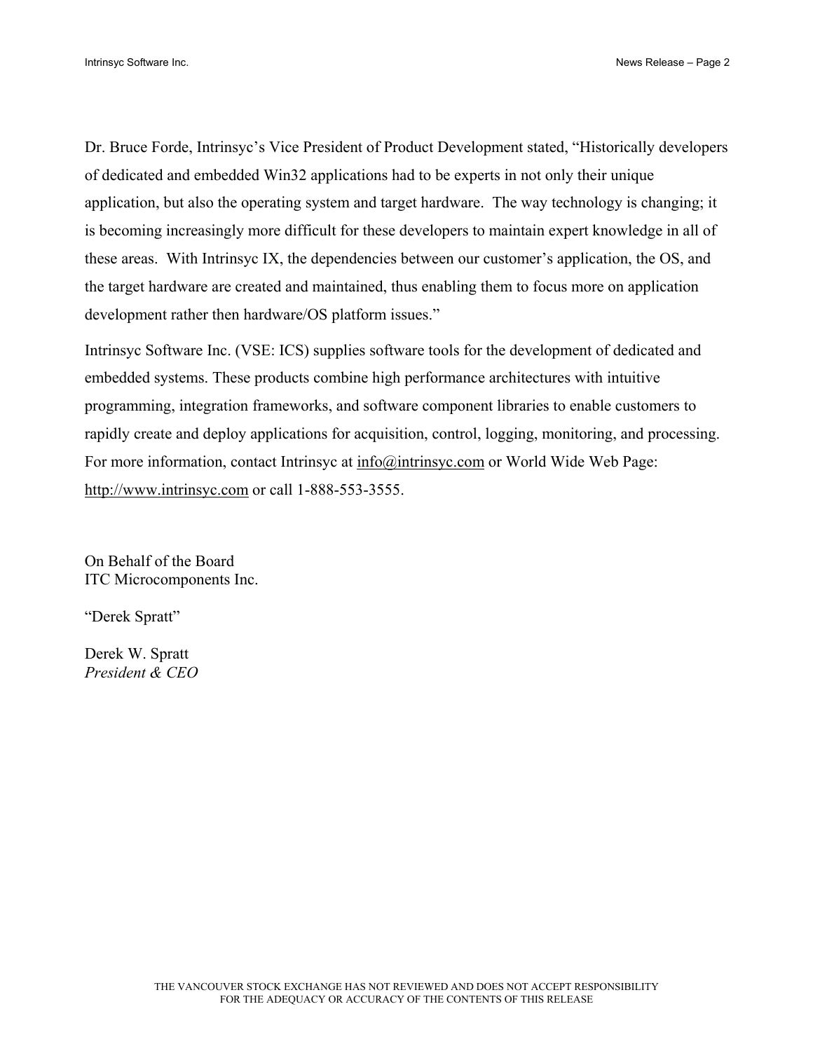Dr. Bruce Forde, Intrinsyc's Vice President of Product Development stated, "Historically developers of dedicated and embedded Win32 applications had to be experts in not only their unique application, but also the operating system and target hardware. The way technology is changing; it is becoming increasingly more difficult for these developers to maintain expert knowledge in all of these areas. With Intrinsyc IX, the dependencies between our customer's application, the OS, and the target hardware are created and maintained, thus enabling them to focus more on application development rather then hardware/OS platform issues."

Intrinsyc Software Inc. (VSE: ICS) supplies software tools for the development of dedicated and embedded systems. These products combine high performance architectures with intuitive programming, integration frameworks, and software component libraries to enable customers to rapidly create and deploy applications for acquisition, control, logging, monitoring, and processing. For more information, contact Intrinsyc at info@intrinsyc.com or World Wide Web Page: http://www.intrinsyc.com or call 1-888-553-3555.

On Behalf of the Board
ITC Microcomponents Inc.

"Derek Spratt"

Derek W. Spratt
*President & CEO*

THE VANCOUVER STOCK EXCHANGE HAS NOT REVIEWED AND DOES NOT ACCEPT RESPONSIBILITY FOR THE ADEQUACY OR ACCURACY OF THE CONTENTS OF THIS RELEASE